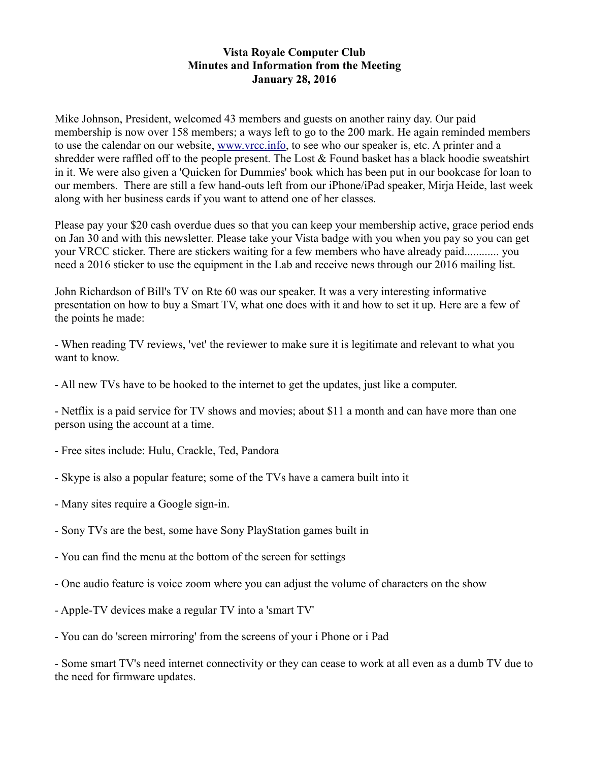# Vista Royale Computer Club
## Minutes and Information from the Meeting
### January 28, 2016

Mike Johnson, President, welcomed 43 members and guests on another rainy day. Our paid membership is now over 158 members; a ways left to go to the 200 mark. He again reminded members to use the calendar on our website, [www.vrcc.info](http://www.vrcc.info), to see who our speaker is, etc. A printer and a shredder were raffled off to the people present. The Lost & Found basket has a black hoodie sweatshirt in it. We were also given a 'Quicken for Dummies' book which has been put in our bookcase for loan to our members. There are still a few hand-outs left from our iPhone/iPad speaker, Mirja Heide, last week along with her business cards if you want to attend one of her classes.

Please pay your $20 cash overdue dues so that you can keep your membership active, grace period ends on Jan 30 and with this newsletter. Please take your Vista badge with you when you pay so you can get your VRCC sticker. There are stickers waiting for a few members who have already paid............ you need a 2016 sticker to use the equipment in the Lab and receive news through our 2016 mailing list.

John Richardson of Bill's TV on Rte 60 was our speaker. It was a very interesting informative presentation on how to buy a Smart TV, what one does with it and how to set it up. Here are a few of the points he made:

- When reading TV reviews, 'vet' the reviewer to make sure it is legitimate and relevant to what you want to know.

- All new TVs have to be hooked to the internet to get the updates, just like a computer.

- Netflix is a paid service for TV shows and movies; about $11 a month and can have more than one person using the account at a time.

- Free sites include: Hulu, Crackle, Ted, Pandora

- Skype is also a popular feature; some of the TVs have a camera built into it

- Many sites require a Google sign-in.

- Sony TVs are the best, some have Sony PlayStation games built in

- You can find the menu at the bottom of the screen for settings

- One audio feature is voice zoom where you can adjust the volume of characters on the show

- Apple-TV devices make a regular TV into a 'smart TV'

- You can do 'screen mirroring' from the screens of your i Phone or i Pad

- Some smart TV's need internet connectivity or they can cease to work at all even as a dumb TV due to the need for firmware updates.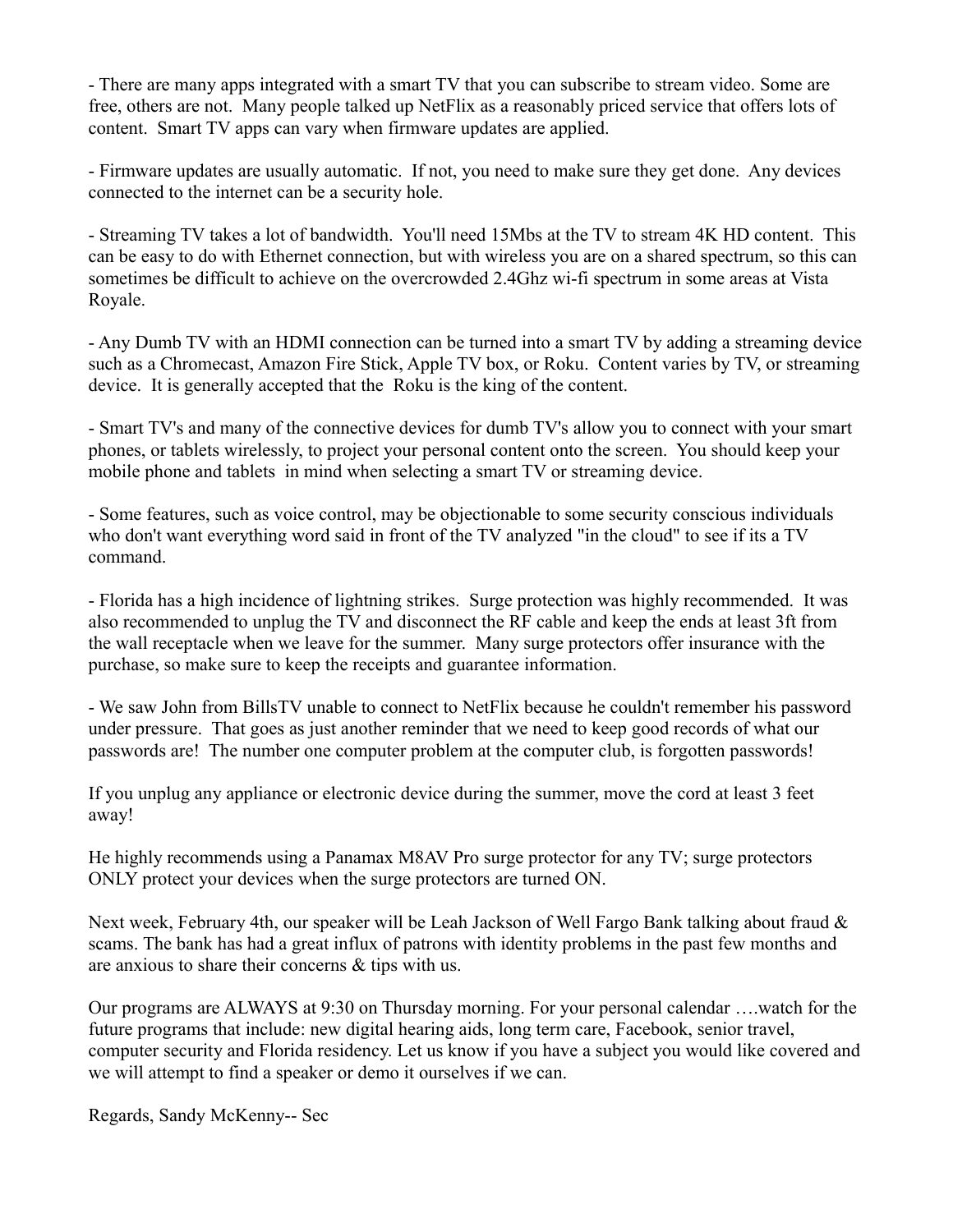- There are many apps integrated with a smart TV that you can subscribe to stream video. Some are free, others are not. Many people talked up NetFlix as a reasonably priced service that offers lots of content. Smart TV apps can vary when firmware updates are applied.

- Firmware updates are usually automatic. If not, you need to make sure they get done. Any devices connected to the internet can be a security hole.

- Streaming TV takes a lot of bandwidth. You'll need 15Mbs at the TV to stream 4K HD content. This can be easy to do with Ethernet connection, but with wireless you are on a shared spectrum, so this can sometimes be difficult to achieve on the overcrowded 2.4Ghz wi-fi spectrum in some areas at Vista Royale.

- Any Dumb TV with an HDMI connection can be turned into a smart TV by adding a streaming device such as a Chromecast, Amazon Fire Stick, Apple TV box, or Roku. Content varies by TV, or streaming device. It is generally accepted that the Roku is the king of the content.

- Smart TV's and many of the connective devices for dumb TV's allow you to connect with your smart phones, or tablets wirelessly, to project your personal content onto the screen. You should keep your mobile phone and tablets in mind when selecting a smart TV or streaming device.

- Some features, such as voice control, may be objectionable to some security conscious individuals who don't want everything word said in front of the TV analyzed "in the cloud" to see if its a TV command.

- Florida has a high incidence of lightning strikes. Surge protection was highly recommended. It was also recommended to unplug the TV and disconnect the RF cable and keep the ends at least 3ft from the wall receptacle when we leave for the summer. Many surge protectors offer insurance with the purchase, so make sure to keep the receipts and guarantee information.

- We saw John from BillsTV unable to connect to NetFlix because he couldn't remember his password under pressure. That goes as just another reminder that we need to keep good records of what our passwords are! The number one computer problem at the computer club, is forgotten passwords!

If you unplug any appliance or electronic device during the summer, move the cord at least 3 feet away!

He highly recommends using a Panamax M8AV Pro surge protector for any TV; surge protectors ONLY protect your devices when the surge protectors are turned ON.

Next week, February 4th, our speaker will be Leah Jackson of Well Fargo Bank talking about fraud & scams. The bank has had a great influx of patrons with identity problems in the past few months and are anxious to share their concerns & tips with us.

Our programs are ALWAYS at 9:30 on Thursday morning. For your personal calendar ….watch for the future programs that include: new digital hearing aids, long term care, Facebook, senior travel, computer security and Florida residency. Let us know if you have a subject you would like covered and we will attempt to find a speaker or demo it ourselves if we can.

Regards, Sandy McKenny-- Sec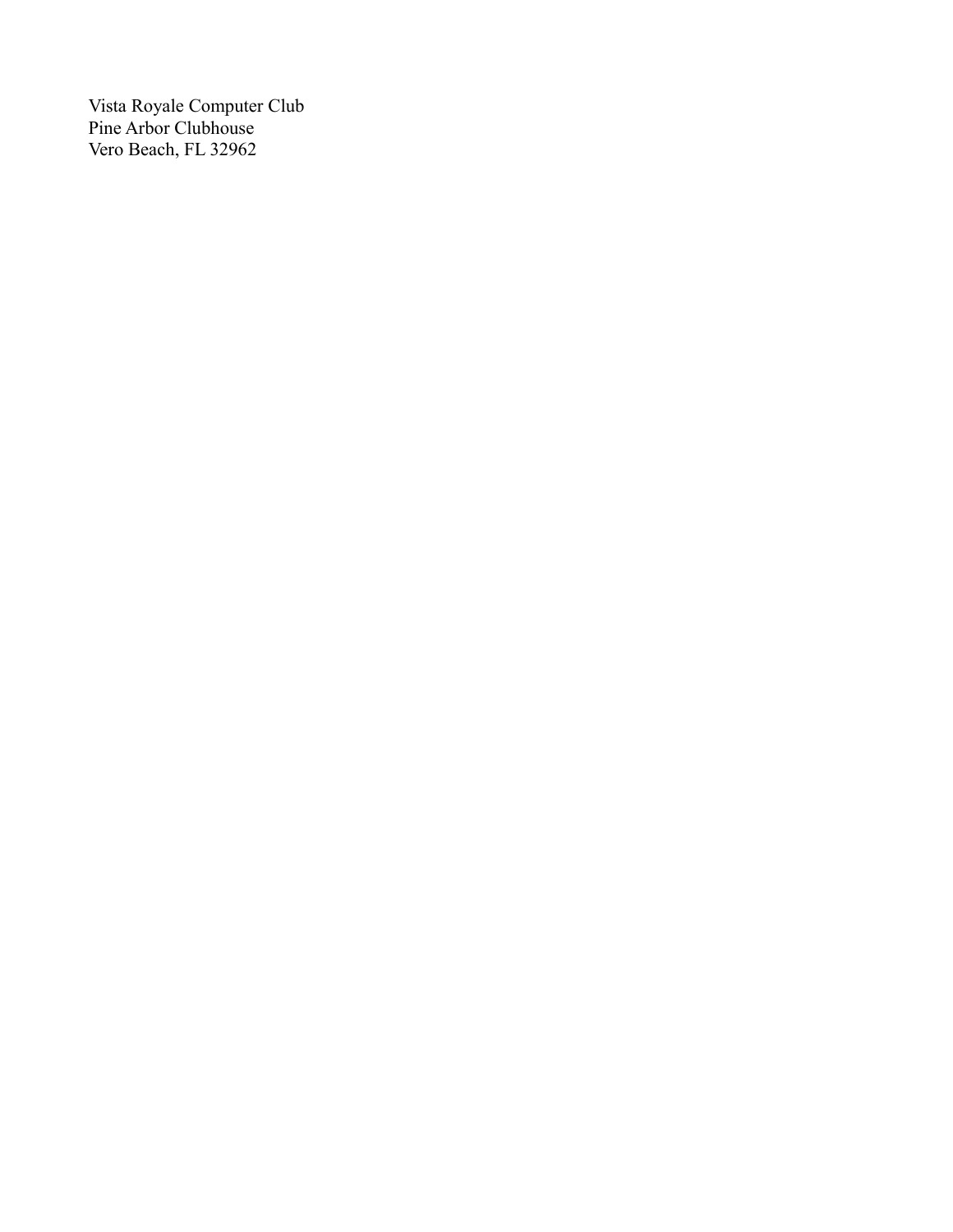Vista Royale Computer Club
Pine Arbor Clubhouse
Vero Beach, FL 32962